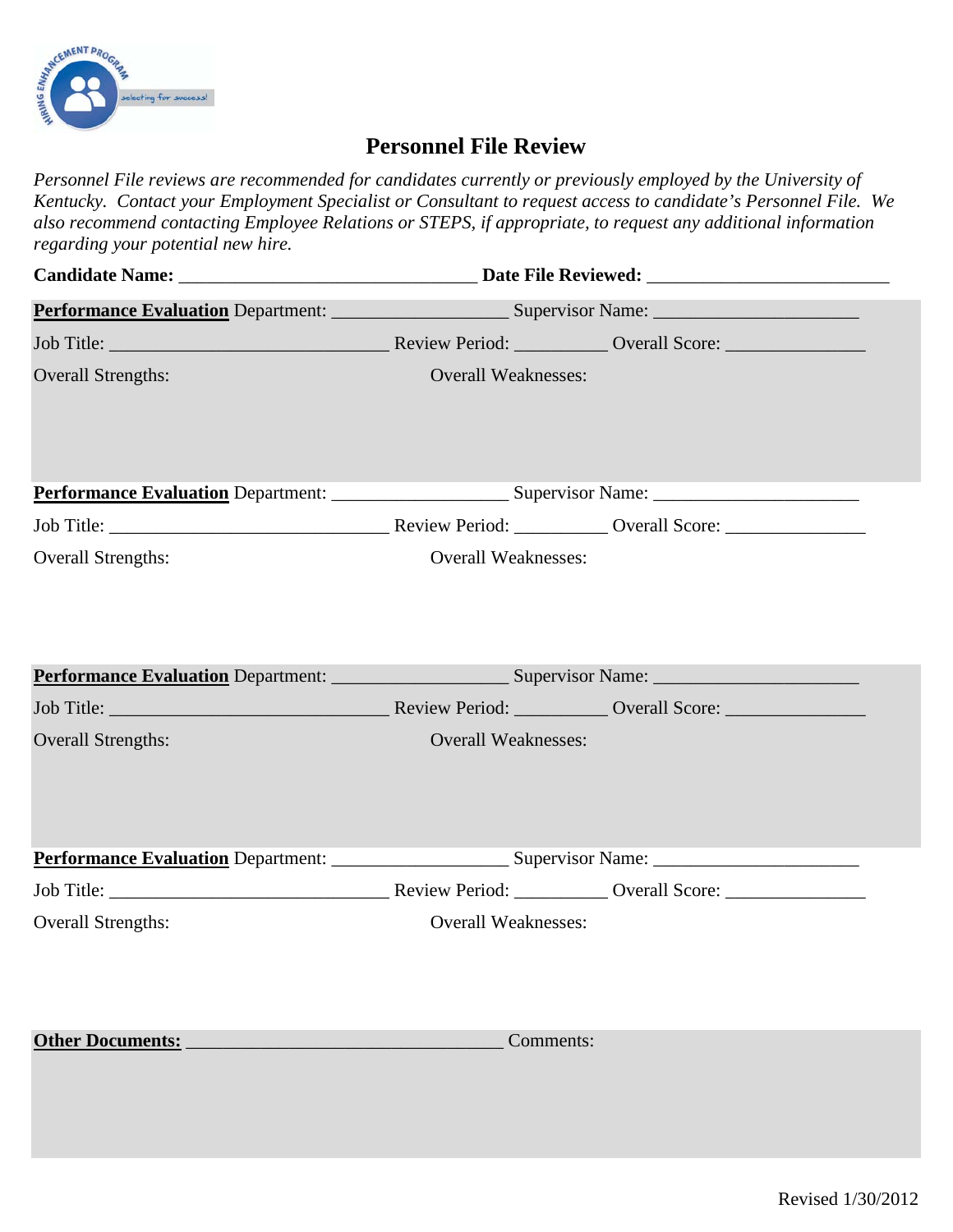# Personnel File Review

*Personnel File reviews are recommended for candidates currently or previously employed by the University of Kentucky. Contact your Employment Specialist or Consultant to request access to candidate's Personnel File. We also recommend contacting Employee Relations or STEPS, if appropriate, to request any additional information regarding your potential new hire.*

**Candidate Name:** ________________________________ **Date File Reviewed:** __________________________

**Performance Evaluation** Department: ___________________ Supervisor Name: ______________________

Job Title: ______________________________ Review Period: __________ Overall Score: _______________

Overall Strengths: Overall Weaknesses:

**Performance Evaluation** Department: ___________________ Supervisor Name: ______________________

Job Title: ______________________________ Review Period: __________ Overall Score: _______________

Overall Strengths: Overall Weaknesses:

**Performance Evaluation** Department: ___________________ Supervisor Name: ______________________

Job Title: ______________________________ Review Period: __________ Overall Score: _______________

Overall Strengths: Overall Weaknesses:

**Performance Evaluation** Department: ___________________ Supervisor Name: ______________________

Job Title: ______________________________ Review Period: __________ Overall Score: _______________

Overall Strengths: Overall Weaknesses:

**Other Documents:** __________________________________ Comments:

Revised 1/30/2012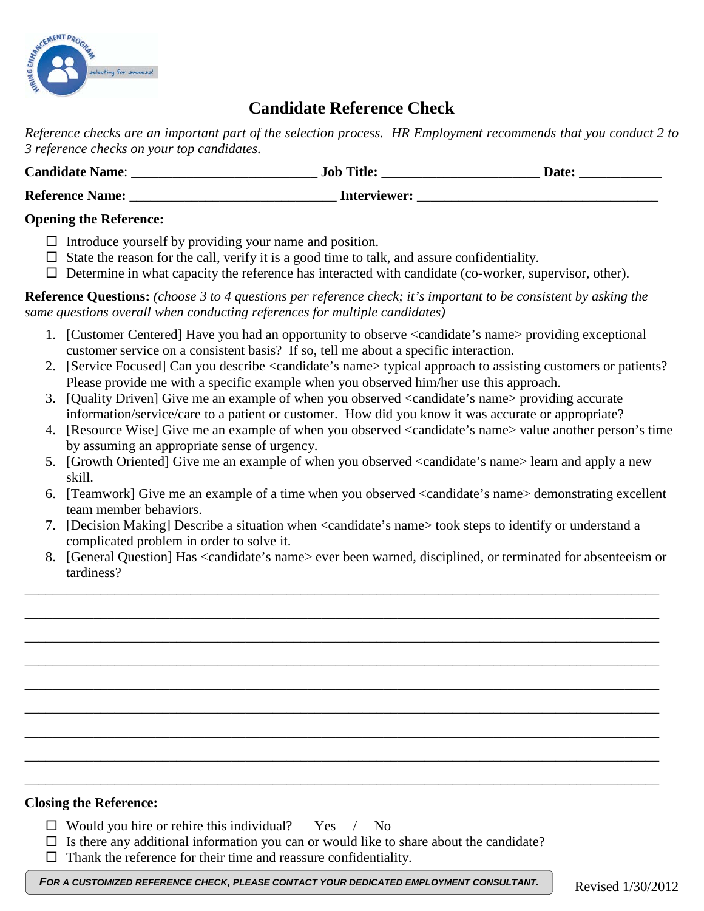# Candidate Reference Check

*Reference checks are an important part of the selection process. HR Employment recommends that you conduct 2 to 3 reference checks on your top candidates.*

**Candidate Name**: __________________________ **Job Title:** ______________________ **Date:** ____________

**Reference Name:** _____________________________ **Interviewer:** __________________________________

**Opening the Reference:**

- ☐ Introduce yourself by providing your name and position.
- ☐ State the reason for the call, verify it is a good time to talk, and assure confidentiality.
- ☐ Determine in what capacity the reference has interacted with candidate (co-worker, supervisor, other).

**Reference Questions:** *(choose 3 to 4 questions per reference check; it's important to be consistent by asking the same questions overall when conducting references for multiple candidates)*

1. [Customer Centered] Have you had an opportunity to observe <candidate's name> providing exceptional customer service on a consistent basis? If so, tell me about a specific interaction.
2. [Service Focused] Can you describe <candidate's name> typical approach to assisting customers or patients? Please provide me with a specific example when you observed him/her use this approach.
3. [Quality Driven] Give me an example of when you observed <candidate's name> providing accurate information/service/care to a patient or customer. How did you know it was accurate or appropriate?
4. [Resource Wise] Give me an example of when you observed <candidate's name> value another person's time by assuming an appropriate sense of urgency.
5. [Growth Oriented] Give me an example of when you observed <candidate's name> learn and apply a new skill.
6. [Teamwork] Give me an example of a time when you observed <candidate's name> demonstrating excellent team member behaviors.
7. [Decision Making] Describe a situation when <candidate's name> took steps to identify or understand a complicated problem in order to solve it.
8. [General Question] Has <candidate's name> ever been warned, disciplined, or terminated for absenteeism or tardiness?

_____________________________________________________________________________________

_____________________________________________________________________________________

_____________________________________________________________________________________

_____________________________________________________________________________________

_____________________________________________________________________________________

_____________________________________________________________________________________

_____________________________________________________________________________________

_____________________________________________________________________________________

_____________________________________________________________________________________

**Closing the Reference:**

- ☐ Would you hire or rehire this individual? Yes / No
- ☐ Is there any additional information you can or would like to share about the candidate?
- ☐ Thank the reference for their time and reassure confidentiality.

***FOR A CUSTOMIZED REFERENCE CHECK, PLEASE CONTACT YOUR DEDICATED EMPLOYMENT CONSULTANT.***

Revised 1/30/2012